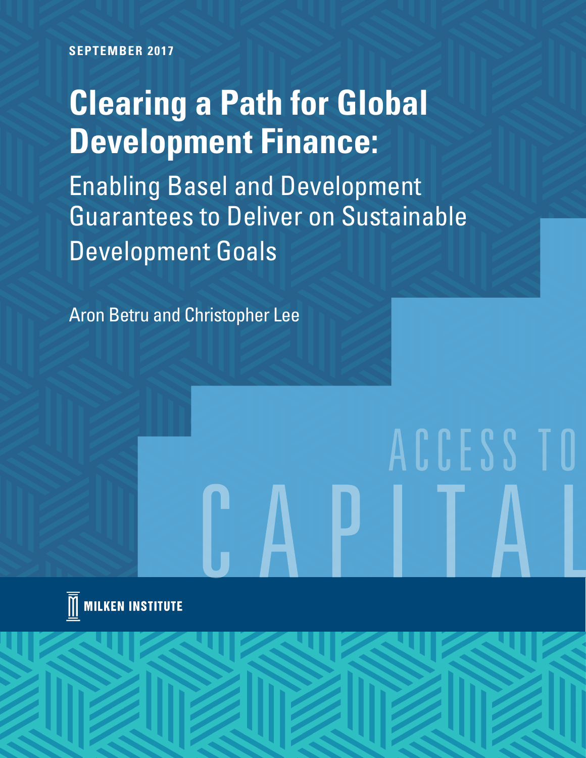SEPTEMBER 2017

# Clearing a Path for Global Development Finance:

## Enabling Basel and Development Guarantees to Deliver on Sustainable Development Goals

Aron Betru and Christopher Lee

ACCESS TO CAPITAL

MILKEN INSTITUTE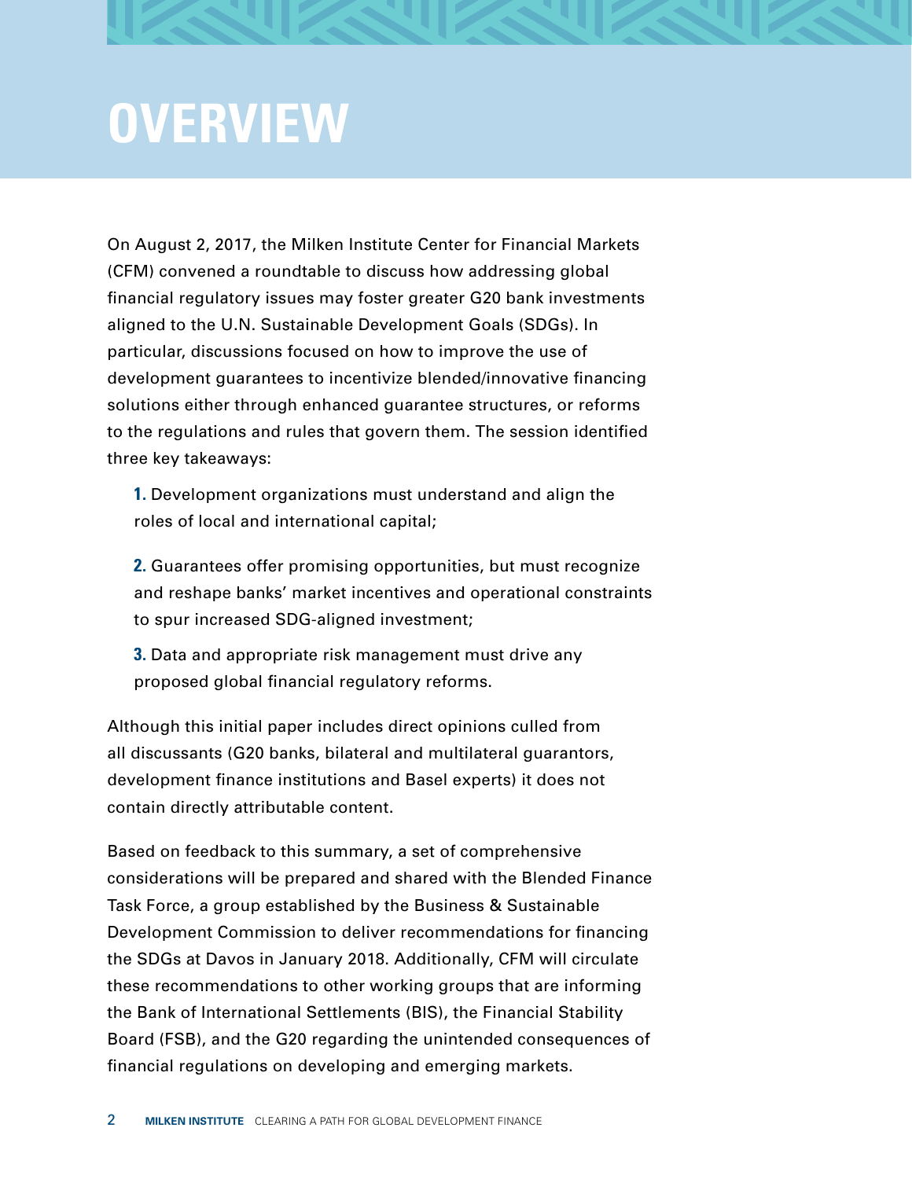# OVERVIEW

On August 2, 2017, the Milken Institute Center for Financial Markets (CFM) convened a roundtable to discuss how addressing global financial regulatory issues may foster greater G20 bank investments aligned to the U.N. Sustainable Development Goals (SDGs). In particular, discussions focused on how to improve the use of development guarantees to incentivize blended/innovative financing solutions either through enhanced guarantee structures, or reforms to the regulations and rules that govern them. The session identified three key takeaways:

**1.** Development organizations must understand and align the roles of local and international capital;

**2.** Guarantees offer promising opportunities, but must recognize and reshape banks' market incentives and operational constraints to spur increased SDG-aligned investment;

**3.** Data and appropriate risk management must drive any proposed global financial regulatory reforms.

Although this initial paper includes direct opinions culled from all discussants (G20 banks, bilateral and multilateral guarantors, development finance institutions and Basel experts) it does not contain directly attributable content.

Based on feedback to this summary, a set of comprehensive considerations will be prepared and shared with the Blended Finance Task Force, a group established by the Business & Sustainable Development Commission to deliver recommendations for financing the SDGs at Davos in January 2018. Additionally, CFM will circulate these recommendations to other working groups that are informing the Bank of International Settlements (BIS), the Financial Stability Board (FSB), and the G20 regarding the unintended consequences of financial regulations on developing and emerging markets.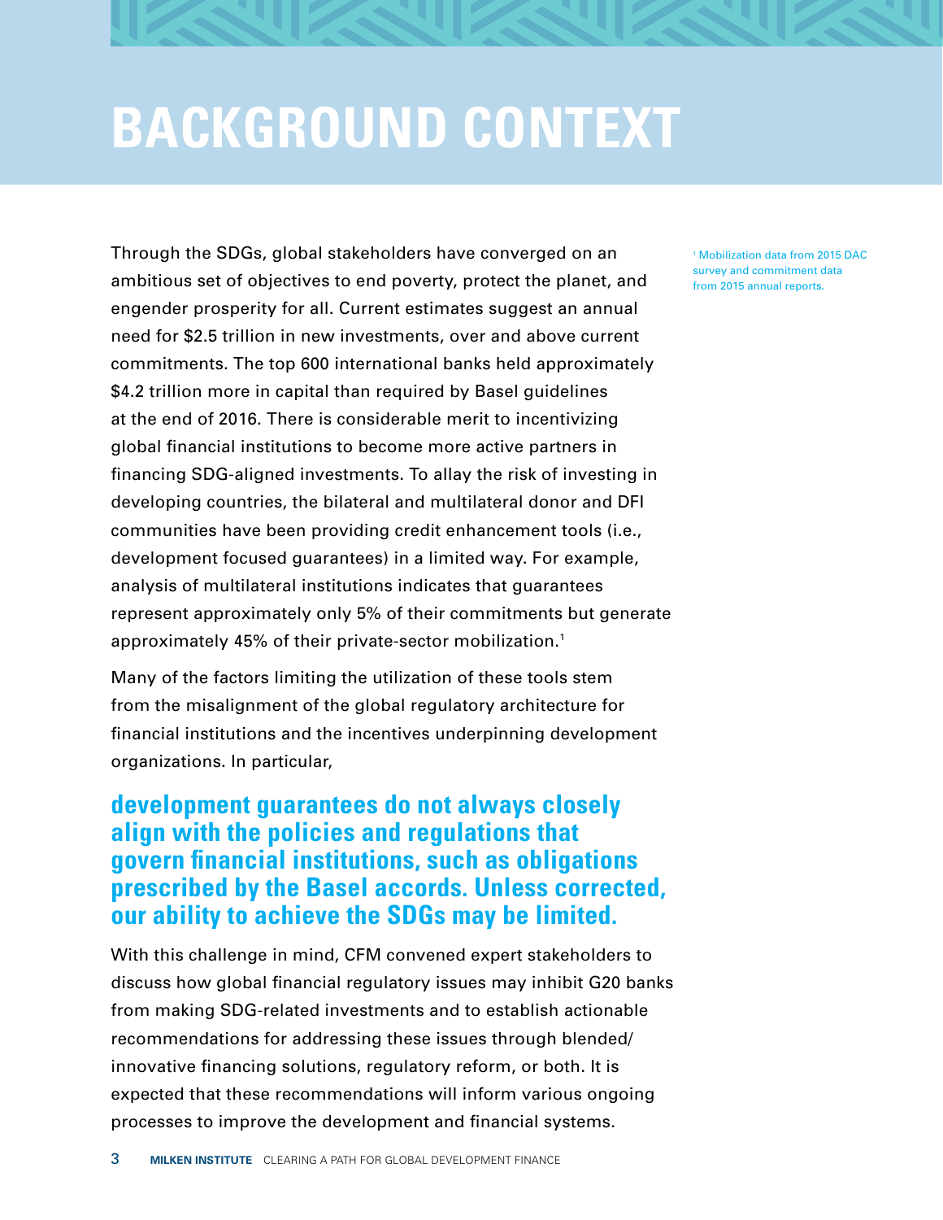# BACKGROUND CONTEXT

Through the SDGs, global stakeholders have converged on an ambitious set of objectives to end poverty, protect the planet, and engender prosperity for all. Current estimates suggest an annual need for $2.5 trillion in new investments, over and above current commitments. The top 600 international banks held approximately $4.2 trillion more in capital than required by Basel guidelines at the end of 2016. There is considerable merit to incentivizing global financial institutions to become more active partners in financing SDG-aligned investments. To allay the risk of investing in developing countries, the bilateral and multilateral donor and DFI communities have been providing credit enhancement tools (i.e., development focused guarantees) in a limited way. For example, analysis of multilateral institutions indicates that guarantees represent approximately only 5% of their commitments but generate approximately 45% of their private-sector mobilization.[1]

[1] Mobilization data from 2015 DAC survey and commitment data from 2015 annual reports.

Many of the factors limiting the utilization of these tools stem from the misalignment of the global regulatory architecture for financial institutions and the incentives underpinning development organizations. In particular,

**development guarantees do not always closely align with the policies and regulations that govern financial institutions, such as obligations prescribed by the Basel accords. Unless corrected, our ability to achieve the SDGs may be limited.**

With this challenge in mind, CFM convened expert stakeholders to discuss how global financial regulatory issues may inhibit G20 banks from making SDG-related investments and to establish actionable recommendations for addressing these issues through blended/innovative financing solutions, regulatory reform, or both. It is expected that these recommendations will inform various ongoing processes to improve the development and financial systems.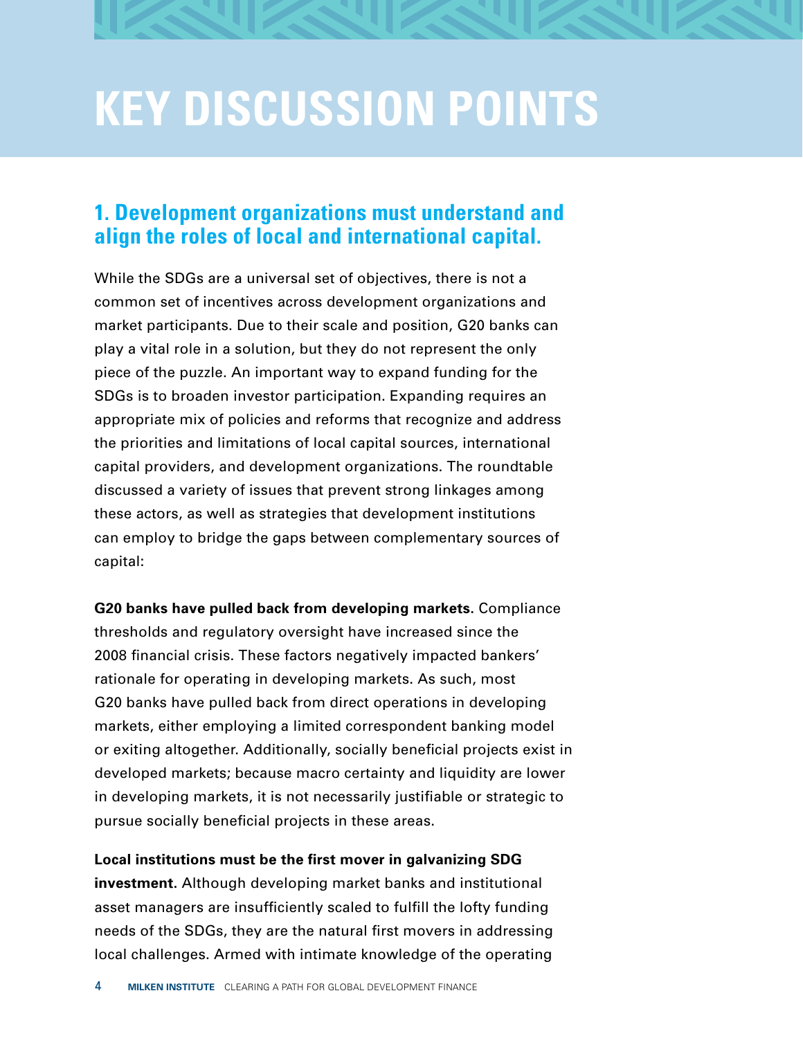# KEY DISCUSSION POINTS

## 1. Development organizations must understand and align the roles of local and international capital.

While the SDGs are a universal set of objectives, there is not a common set of incentives across development organizations and market participants. Due to their scale and position, G20 banks can play a vital role in a solution, but they do not represent the only piece of the puzzle. An important way to expand funding for the SDGs is to broaden investor participation. Expanding requires an appropriate mix of policies and reforms that recognize and address the priorities and limitations of local capital sources, international capital providers, and development organizations. The roundtable discussed a variety of issues that prevent strong linkages among these actors, as well as strategies that development institutions can employ to bridge the gaps between complementary sources of capital:

**G20 banks have pulled back from developing markets**. Compliance thresholds and regulatory oversight have increased since the 2008 financial crisis. These factors negatively impacted bankers' rationale for operating in developing markets. As such, most G20 banks have pulled back from direct operations in developing markets, either employing a limited correspondent banking model or exiting altogether. Additionally, socially beneficial projects exist in developed markets; because macro certainty and liquidity are lower in developing markets, it is not necessarily justifiable or strategic to pursue socially beneficial projects in these areas.

**Local institutions must be the first mover in galvanizing SDG investment**. Although developing market banks and institutional asset managers are insufficiently scaled to fulfill the lofty funding needs of the SDGs, they are the natural first movers in addressing local challenges. Armed with intimate knowledge of the operating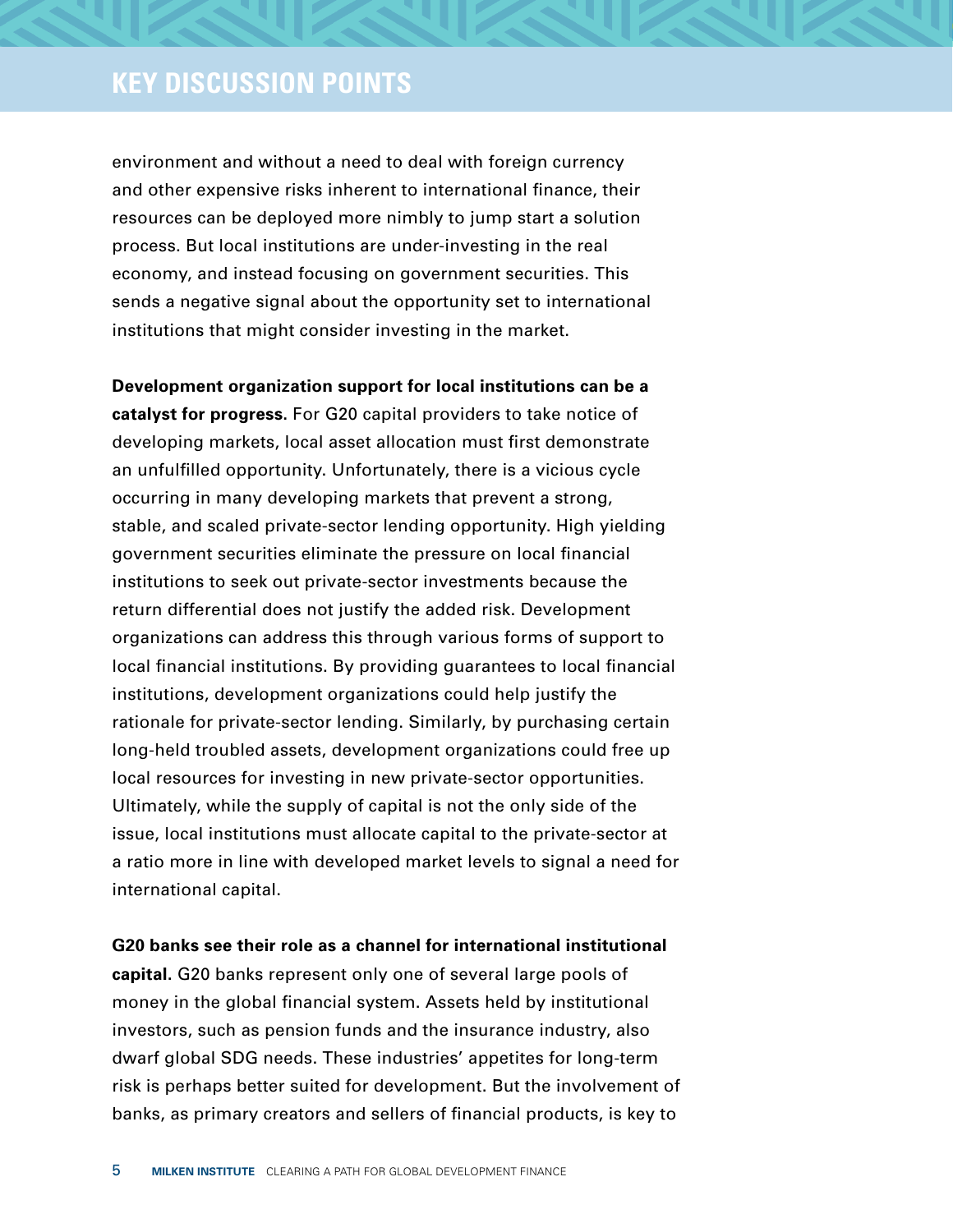## KEY DISCUSSION POINTS

environment and without a need to deal with foreign currency and other expensive risks inherent to international finance, their resources can be deployed more nimbly to jump start a solution process. But local institutions are under-investing in the real economy, and instead focusing on government securities. This sends a negative signal about the opportunity set to international institutions that might consider investing in the market.

**Development organization support for local institutions can be a catalyst for progress**. For G20 capital providers to take notice of developing markets, local asset allocation must first demonstrate an unfulfilled opportunity. Unfortunately, there is a vicious cycle occurring in many developing markets that prevent a strong, stable, and scaled private-sector lending opportunity. High yielding government securities eliminate the pressure on local financial institutions to seek out private-sector investments because the return differential does not justify the added risk. Development organizations can address this through various forms of support to local financial institutions. By providing guarantees to local financial institutions, development organizations could help justify the rationale for private-sector lending. Similarly, by purchasing certain long-held troubled assets, development organizations could free up local resources for investing in new private-sector opportunities. Ultimately, while the supply of capital is not the only side of the issue, local institutions must allocate capital to the private-sector at a ratio more in line with developed market levels to signal a need for international capital.

**G20 banks see their role as a channel for international institutional capital**. G20 banks represent only one of several large pools of money in the global financial system. Assets held by institutional investors, such as pension funds and the insurance industry, also dwarf global SDG needs. These industries' appetites for long-term risk is perhaps better suited for development. But the involvement of banks, as primary creators and sellers of financial products, is key to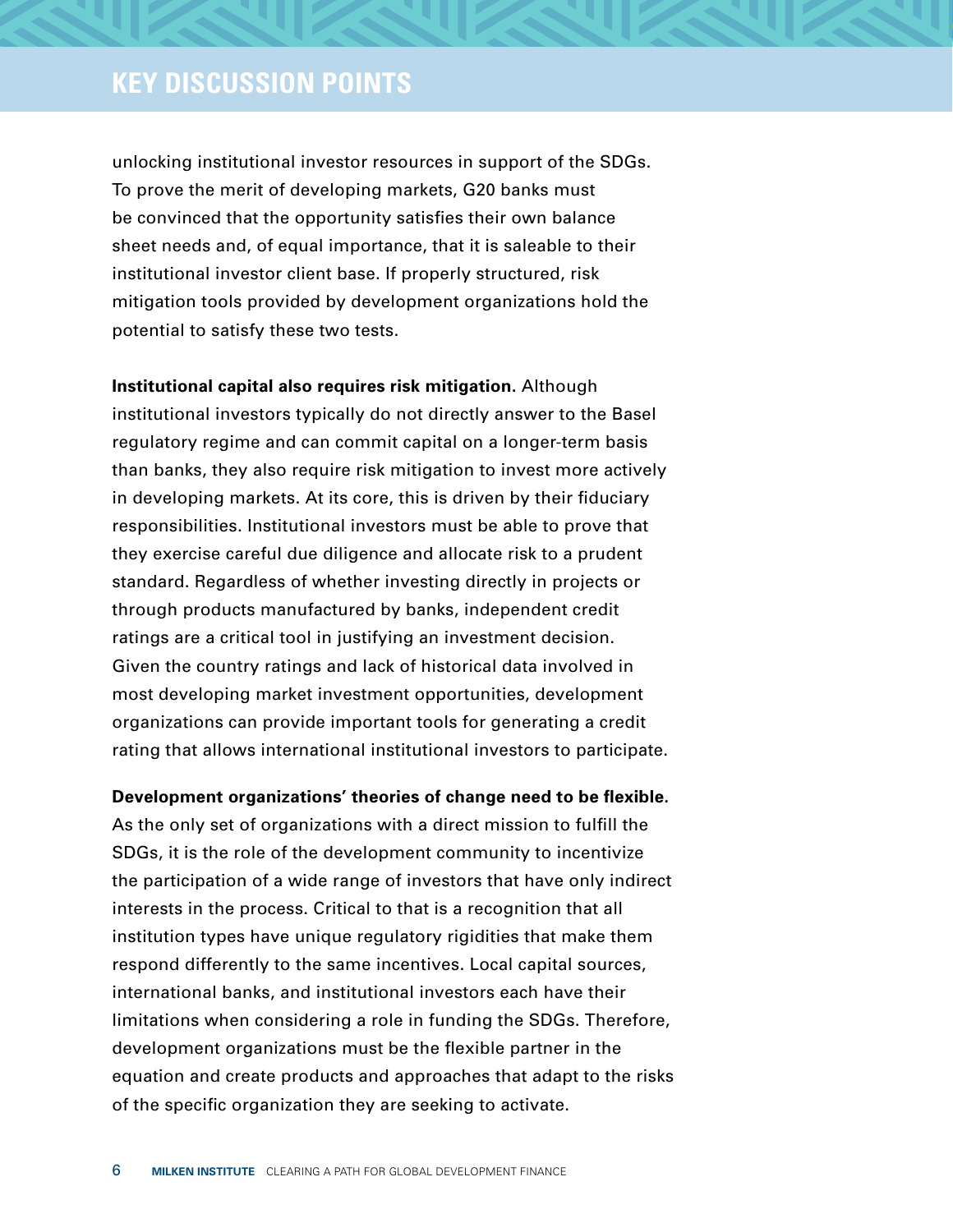## KEY DISCUSSION POINTS

unlocking institutional investor resources in support of the SDGs. To prove the merit of developing markets, G20 banks must be convinced that the opportunity satisfies their own balance sheet needs and, of equal importance, that it is saleable to their institutional investor client base. If properly structured, risk mitigation tools provided by development organizations hold the potential to satisfy these two tests.

**Institutional capital also requires risk mitigation.** Although institutional investors typically do not directly answer to the Basel regulatory regime and can commit capital on a longer-term basis than banks, they also require risk mitigation to invest more actively in developing markets. At its core, this is driven by their fiduciary responsibilities. Institutional investors must be able to prove that they exercise careful due diligence and allocate risk to a prudent standard. Regardless of whether investing directly in projects or through products manufactured by banks, independent credit ratings are a critical tool in justifying an investment decision. Given the country ratings and lack of historical data involved in most developing market investment opportunities, development organizations can provide important tools for generating a credit rating that allows international institutional investors to participate.

**Development organizations' theories of change need to be flexible.** As the only set of organizations with a direct mission to fulfill the SDGs, it is the role of the development community to incentivize the participation of a wide range of investors that have only indirect interests in the process. Critical to that is a recognition that all institution types have unique regulatory rigidities that make them respond differently to the same incentives. Local capital sources, international banks, and institutional investors each have their limitations when considering a role in funding the SDGs. Therefore, development organizations must be the flexible partner in the equation and create products and approaches that adapt to the risks of the specific organization they are seeking to activate.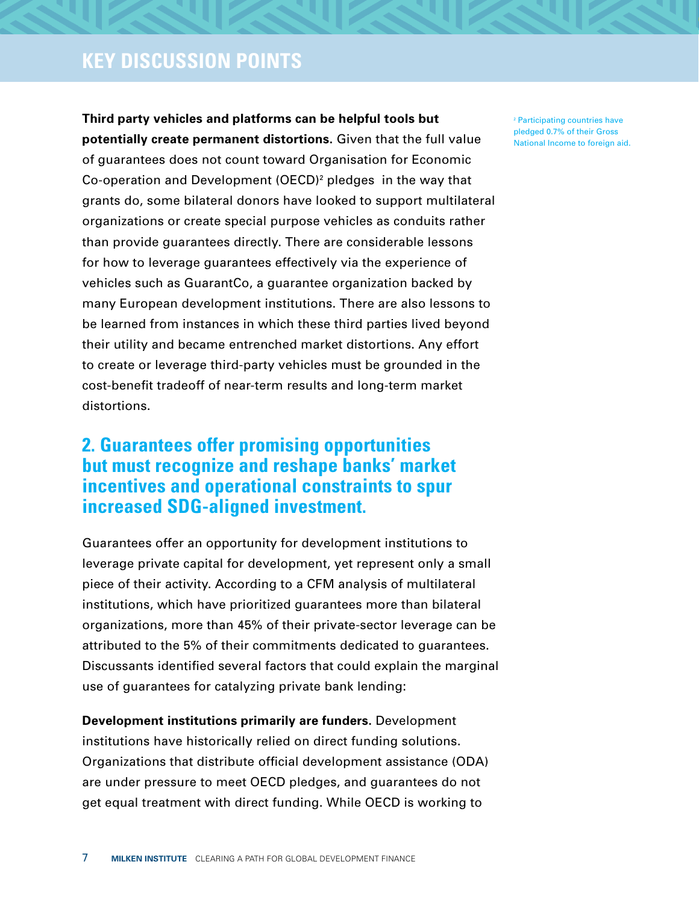## KEY DISCUSSION POINTS

**Third party vehicles and platforms can be helpful tools but potentially create permanent distortions.** Given that the full value of guarantees does not count toward Organisation for Economic Co-operation and Development (OECD)[2] pledges in the way that grants do, some bilateral donors have looked to support multilateral organizations or create special purpose vehicles as conduits rather than provide guarantees directly. There are considerable lessons for how to leverage guarantees effectively via the experience of vehicles such as GuarantCo, a guarantee organization backed by many European development institutions. There are also lessons to be learned from instances in which these third parties lived beyond their utility and became entrenched market distortions. Any effort to create or leverage third-party vehicles must be grounded in the cost-benefit tradeoff of near-term results and long-term market distortions.

[2] Participating countries have pledged 0.7% of their Gross National Income to foreign aid.

### 2. Guarantees offer promising opportunities but must recognize and reshape banks' market incentives and operational constraints to spur increased SDG-aligned investment.

Guarantees offer an opportunity for development institutions to leverage private capital for development, yet represent only a small piece of their activity. According to a CFM analysis of multilateral institutions, which have prioritized guarantees more than bilateral organizations, more than 45% of their private-sector leverage can be attributed to the 5% of their commitments dedicated to guarantees. Discussants identified several factors that could explain the marginal use of guarantees for catalyzing private bank lending:

**Development institutions primarily are funders.** Development institutions have historically relied on direct funding solutions. Organizations that distribute official development assistance (ODA) are under pressure to meet OECD pledges, and guarantees do not get equal treatment with direct funding. While OECD is working to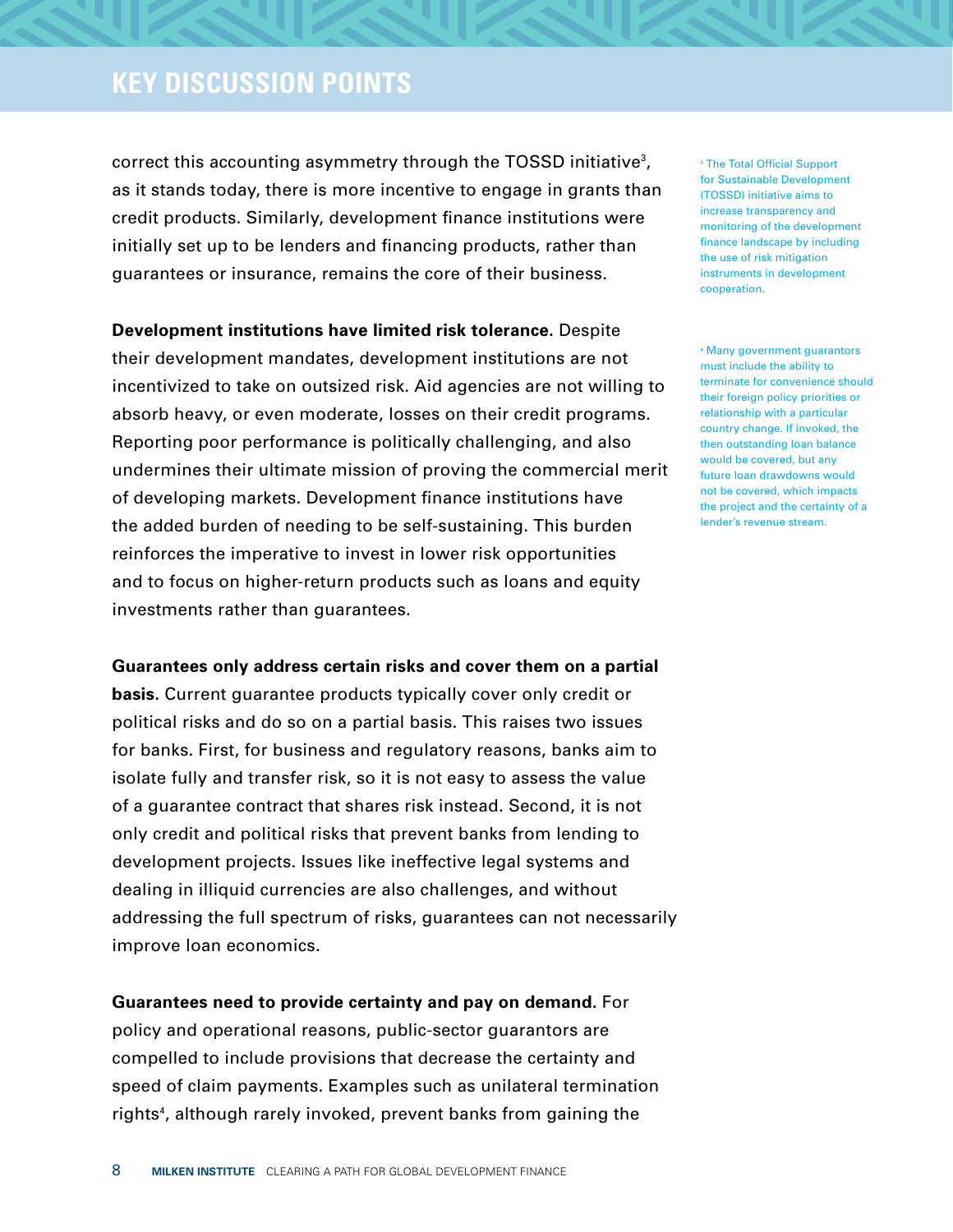## KEY DISCUSSION POINTS

correct this accounting asymmetry through the TOSSD initiative[3], as it stands today, there is more incentive to engage in grants than credit products. Similarly, development finance institutions were initially set up to be lenders and financing products, rather than guarantees or insurance, remains the core of their business.

**Development institutions have limited risk tolerance.** Despite their development mandates, development institutions are not incentivized to take on outsized risk. Aid agencies are not willing to absorb heavy, or even moderate, losses on their credit programs. Reporting poor performance is politically challenging, and also undermines their ultimate mission of proving the commercial merit of developing markets. Development finance institutions have the added burden of needing to be self-sustaining. This burden reinforces the imperative to invest in lower risk opportunities and to focus on higher-return products such as loans and equity investments rather than guarantees.

**Guarantees only address certain risks and cover them on a partial basis**. Current guarantee products typically cover only credit or political risks and do so on a partial basis. This raises two issues for banks. First, for business and regulatory reasons, banks aim to isolate fully and transfer risk, so it is not easy to assess the value of a guarantee contract that shares risk instead. Second, it is not only credit and political risks that prevent banks from lending to development projects. Issues like ineffective legal systems and dealing in illiquid currencies are also challenges, and without addressing the full spectrum of risks, guarantees can not necessarily improve loan economics.

**Guarantees need to provide certainty and pay on demand**. For policy and operational reasons, public-sector guarantors are compelled to include provisions that decrease the certainty and speed of claim payments. Examples such as unilateral termination rights[4], although rarely invoked, prevent banks from gaining the

[3] The Total Official Support for Sustainable Development (TOSSD) initiative aims to increase transparency and monitoring of the development finance landscape by including the use of risk mitigation instruments in development cooperation.

[4] Many government guarantors must include the ability to terminate for convenience should their foreign policy priorities or relationship with a particular country change. If invoked, the then outstanding loan balance would be covered, but any future loan drawdowns would not be covered, which impacts the project and the certainty of a lender's revenue stream.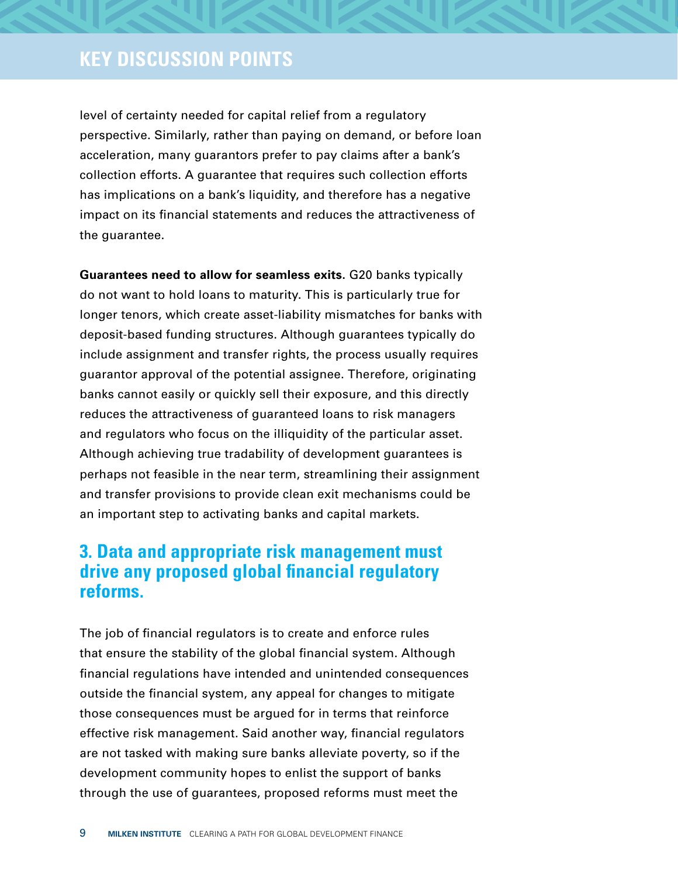level of certainty needed for capital relief from a regulatory perspective. Similarly, rather than paying on demand, or before loan acceleration, many guarantors prefer to pay claims after a bank's collection efforts. A guarantee that requires such collection efforts has implications on a bank's liquidity, and therefore has a negative impact on its financial statements and reduces the attractiveness of the guarantee.

**Guarantees need to allow for seamless exits.** G20 banks typically do not want to hold loans to maturity. This is particularly true for longer tenors, which create asset-liability mismatches for banks with deposit-based funding structures. Although guarantees typically do include assignment and transfer rights, the process usually requires guarantor approval of the potential assignee. Therefore, originating banks cannot easily or quickly sell their exposure, and this directly reduces the attractiveness of guaranteed loans to risk managers and regulators who focus on the illiquidity of the particular asset. Although achieving true tradability of development guarantees is perhaps not feasible in the near term, streamlining their assignment and transfer provisions to provide clean exit mechanisms could be an important step to activating banks and capital markets.

## 3. Data and appropriate risk management must drive any proposed global financial regulatory reforms.

The job of financial regulators is to create and enforce rules that ensure the stability of the global financial system. Although financial regulations have intended and unintended consequences outside the financial system, any appeal for changes to mitigate those consequences must be argued for in terms that reinforce effective risk management. Said another way, financial regulators are not tasked with making sure banks alleviate poverty, so if the development community hopes to enlist the support of banks through the use of guarantees, proposed reforms must meet the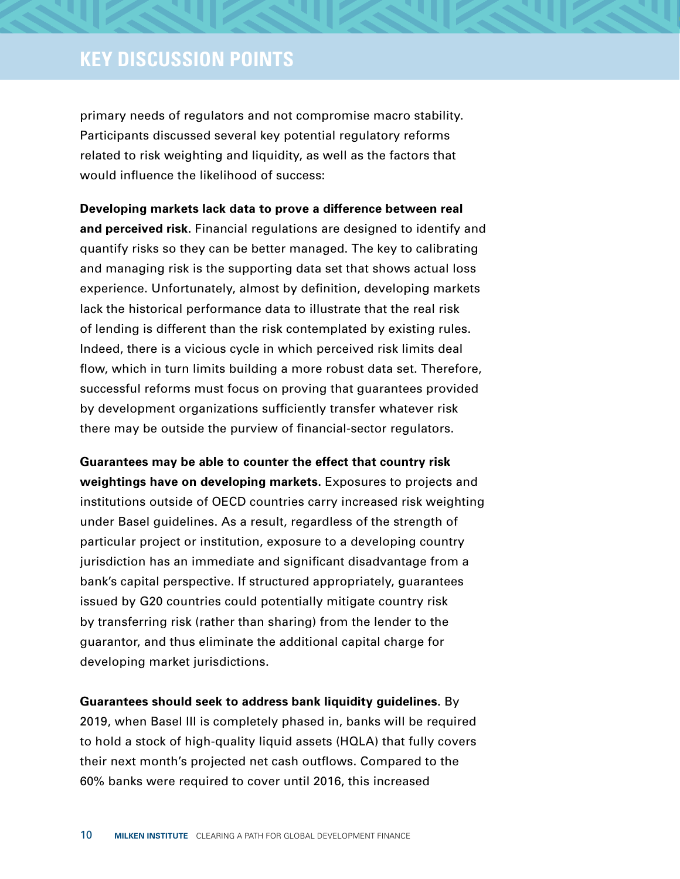## KEY DISCUSSION POINTS

primary needs of regulators and not compromise macro stability. Participants discussed several key potential regulatory reforms related to risk weighting and liquidity, as well as the factors that would influence the likelihood of success:

**Developing markets lack data to prove a difference between real and perceived risk.** Financial regulations are designed to identify and quantify risks so they can be better managed. The key to calibrating and managing risk is the supporting data set that shows actual loss experience. Unfortunately, almost by definition, developing markets lack the historical performance data to illustrate that the real risk of lending is different than the risk contemplated by existing rules. Indeed, there is a vicious cycle in which perceived risk limits deal flow, which in turn limits building a more robust data set. Therefore, successful reforms must focus on proving that guarantees provided by development organizations sufficiently transfer whatever risk there may be outside the purview of financial-sector regulators.

**Guarantees may be able to counter the effect that country risk weightings have on developing markets.** Exposures to projects and institutions outside of OECD countries carry increased risk weighting under Basel guidelines. As a result, regardless of the strength of particular project or institution, exposure to a developing country jurisdiction has an immediate and significant disadvantage from a bank's capital perspective. If structured appropriately, guarantees issued by G20 countries could potentially mitigate country risk by transferring risk (rather than sharing) from the lender to the guarantor, and thus eliminate the additional capital charge for developing market jurisdictions.

**Guarantees should seek to address bank liquidity guidelines**. By 2019, when Basel III is completely phased in, banks will be required to hold a stock of high-quality liquid assets (HQLA) that fully covers their next month's projected net cash outflows. Compared to the 60% banks were required to cover until 2016, this increased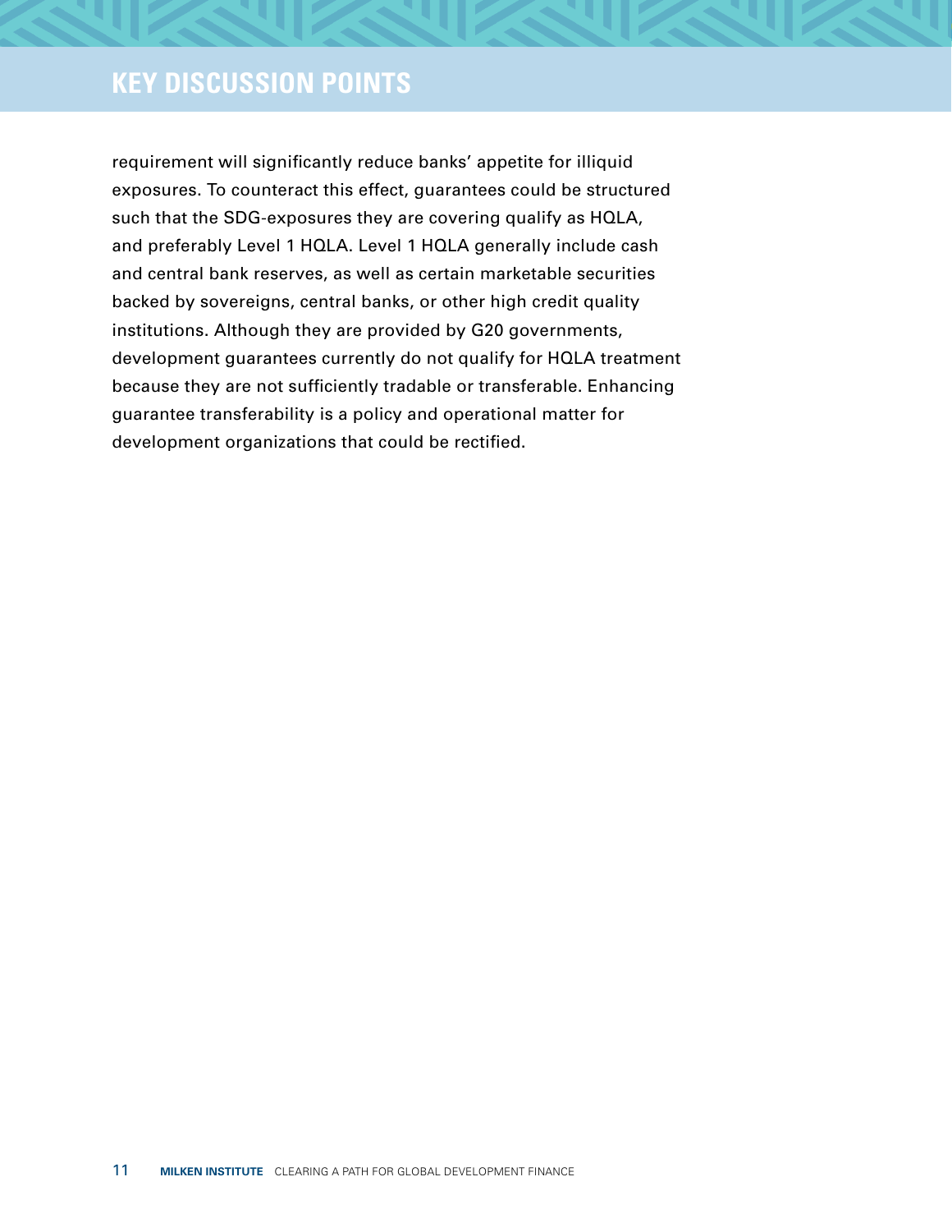## KEY DISCUSSION POINTS

requirement will significantly reduce banks' appetite for illiquid exposures. To counteract this effect, guarantees could be structured such that the SDG-exposures they are covering qualify as HQLA, and preferably Level 1 HQLA. Level 1 HQLA generally include cash and central bank reserves, as well as certain marketable securities backed by sovereigns, central banks, or other high credit quality institutions. Although they are provided by G20 governments, development guarantees currently do not qualify for HQLA treatment because they are not sufficiently tradable or transferable. Enhancing guarantee transferability is a policy and operational matter for development organizations that could be rectified.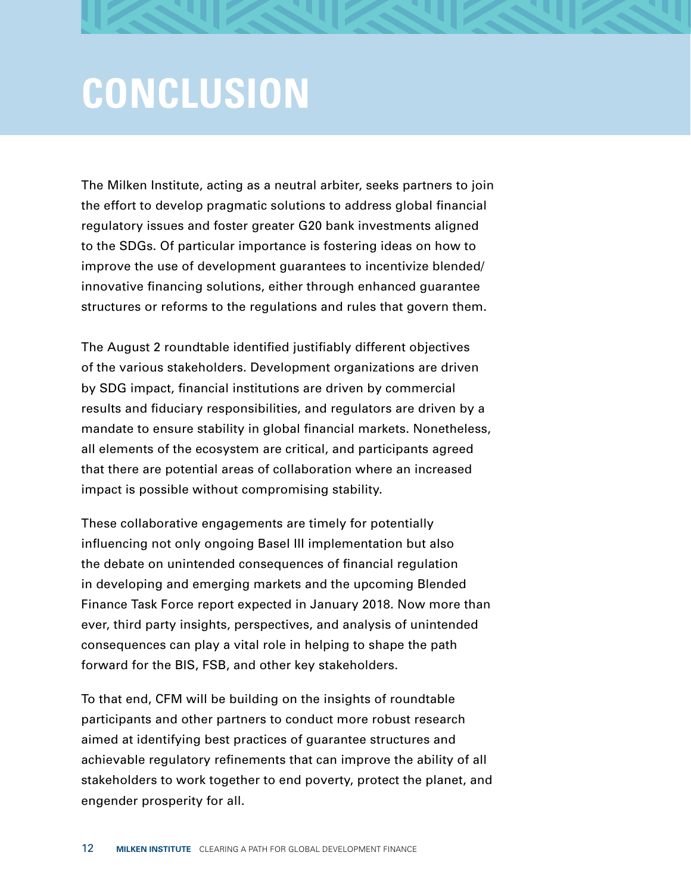# CONCLUSION

The Milken Institute, acting as a neutral arbiter, seeks partners to join the effort to develop pragmatic solutions to address global financial regulatory issues and foster greater G20 bank investments aligned to the SDGs. Of particular importance is fostering ideas on how to improve the use of development guarantees to incentivize blended/innovative financing solutions, either through enhanced guarantee structures or reforms to the regulations and rules that govern them.

The August 2 roundtable identified justifiably different objectives of the various stakeholders. Development organizations are driven by SDG impact, financial institutions are driven by commercial results and fiduciary responsibilities, and regulators are driven by a mandate to ensure stability in global financial markets. Nonetheless, all elements of the ecosystem are critical, and participants agreed that there are potential areas of collaboration where an increased impact is possible without compromising stability.

These collaborative engagements are timely for potentially influencing not only ongoing Basel III implementation but also the debate on unintended consequences of financial regulation in developing and emerging markets and the upcoming Blended Finance Task Force report expected in January 2018. Now more than ever, third party insights, perspectives, and analysis of unintended consequences can play a vital role in helping to shape the path forward for the BIS, FSB, and other key stakeholders.

To that end, CFM will be building on the insights of roundtable participants and other partners to conduct more robust research aimed at identifying best practices of guarantee structures and achievable regulatory refinements that can improve the ability of all stakeholders to work together to end poverty, protect the planet, and engender prosperity for all.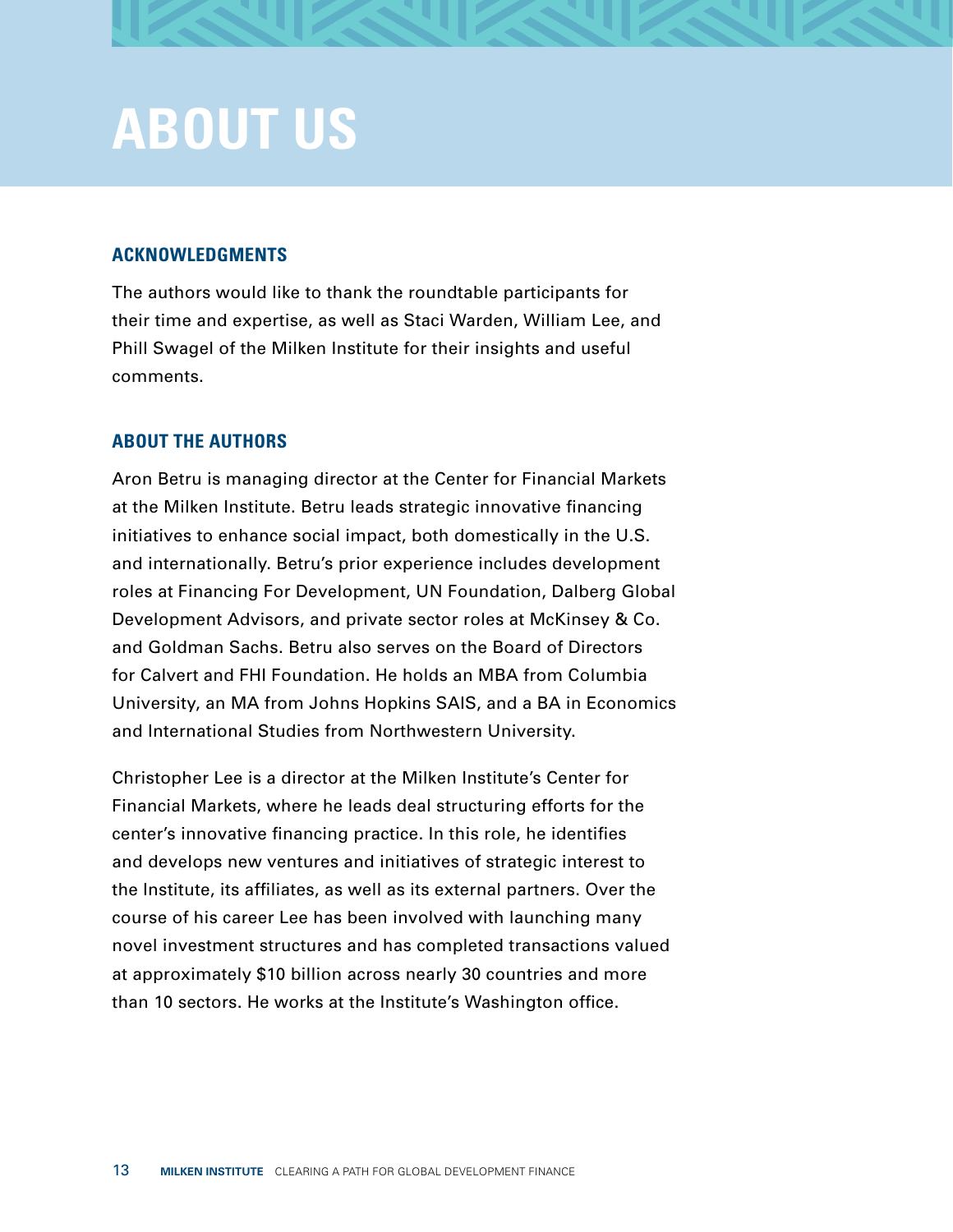# ABOUT US

## ACKNOWLEDGMENTS

The authors would like to thank the roundtable participants for their time and expertise, as well as Staci Warden, William Lee, and Phill Swagel of the Milken Institute for their insights and useful comments.

## ABOUT THE AUTHORS

Aron Betru is managing director at the Center for Financial Markets at the Milken Institute. Betru leads strategic innovative financing initiatives to enhance social impact, both domestically in the U.S. and internationally. Betru's prior experience includes development roles at Financing For Development, UN Foundation, Dalberg Global Development Advisors, and private sector roles at McKinsey & Co. and Goldman Sachs. Betru also serves on the Board of Directors for Calvert and FHI Foundation. He holds an MBA from Columbia University, an MA from Johns Hopkins SAIS, and a BA in Economics and International Studies from Northwestern University.

Christopher Lee is a director at the Milken Institute's Center for Financial Markets, where he leads deal structuring efforts for the center's innovative financing practice. In this role, he identifies and develops new ventures and initiatives of strategic interest to the Institute, its affiliates, as well as its external partners. Over the course of his career Lee has been involved with launching many novel investment structures and has completed transactions valued at approximately $10 billion across nearly 30 countries and more than 10 sectors. He works at the Institute's Washington office.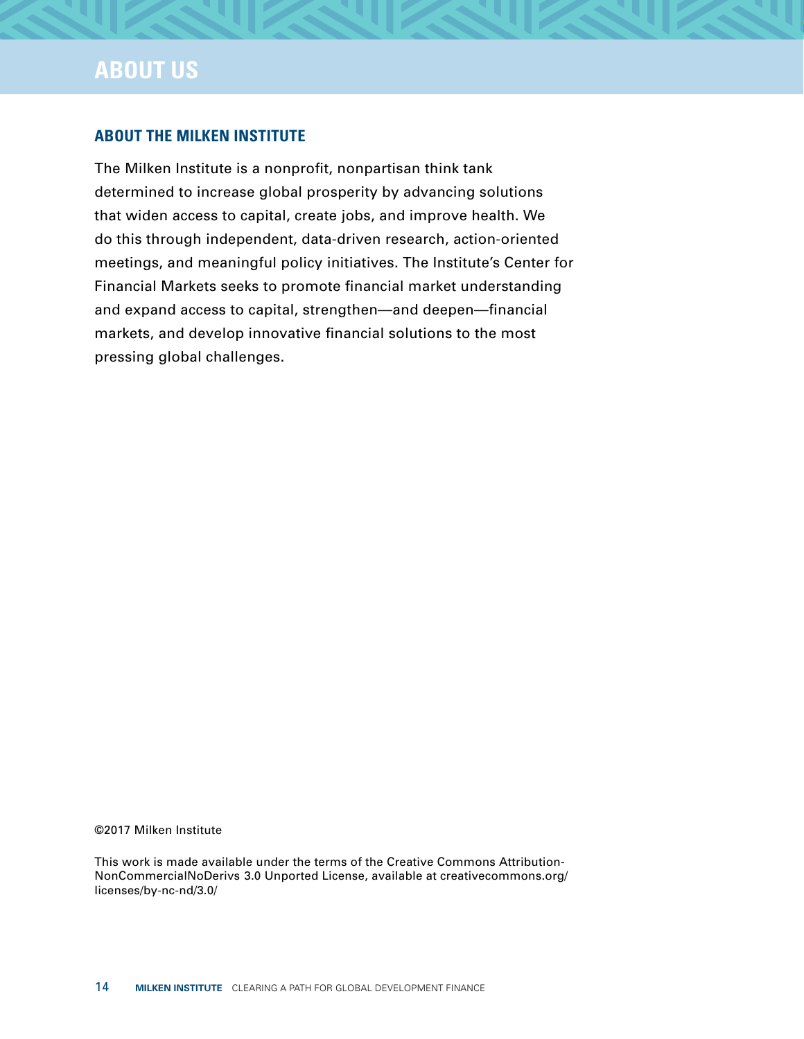# ABOUT US

## ABOUT THE MILKEN INSTITUTE

The Milken Institute is a nonprofit, nonpartisan think tank determined to increase global prosperity by advancing solutions that widen access to capital, create jobs, and improve health. We do this through independent, data-driven research, action-oriented meetings, and meaningful policy initiatives. The Institute's Center for Financial Markets seeks to promote financial market understanding and expand access to capital, strengthen—and deepen—financial markets, and develop innovative financial solutions to the most pressing global challenges.

©2017 Milken Institute

This work is made available under the terms of the Creative Commons Attribution-NonCommercialNoDerivs 3.0 Unported License, available at creativecommons.org/licenses/by-nc-nd/3.0/